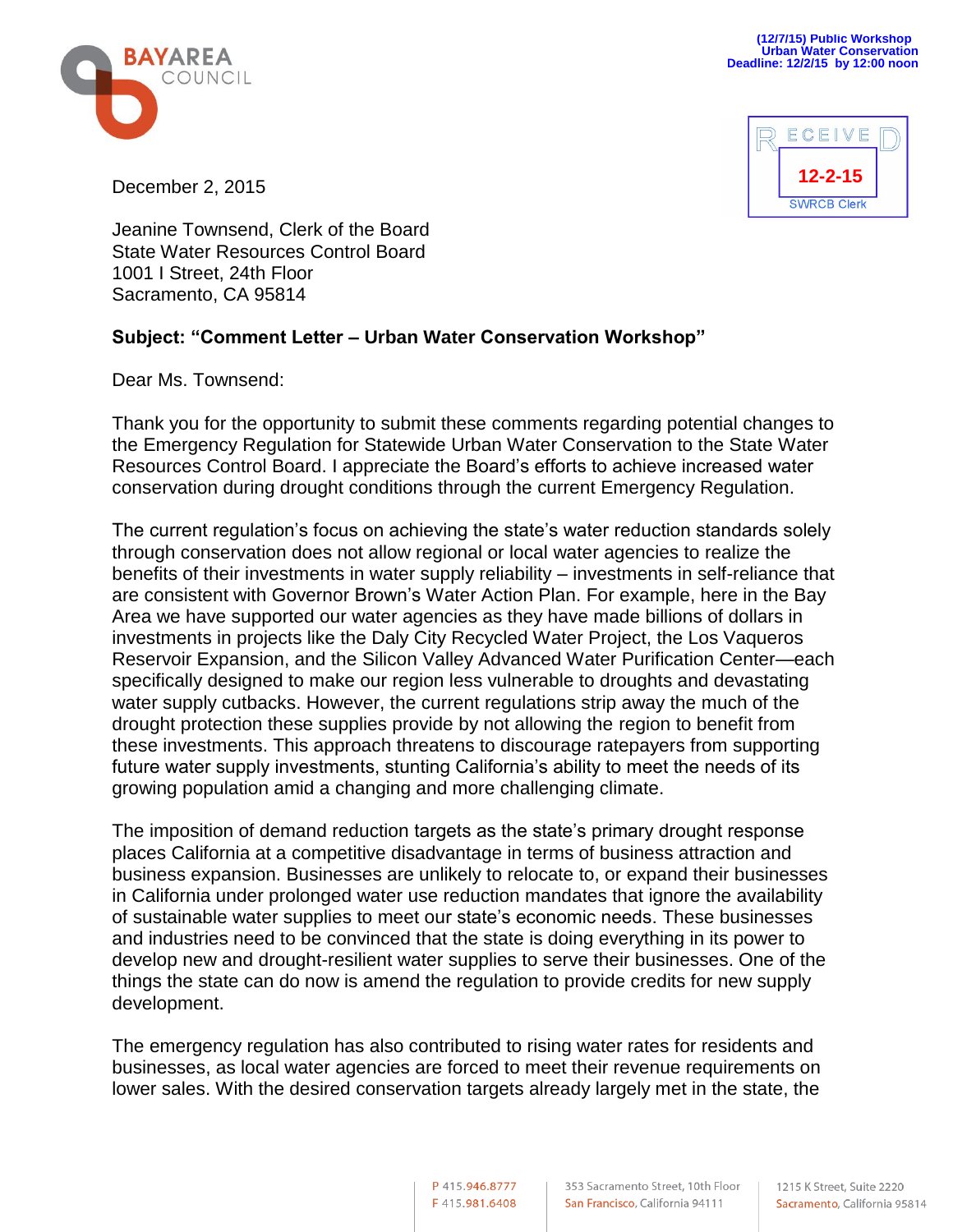BAYAREA COUNCIL

(12/7/15) Public Workshop
Urban Water Conservation
Deadline: 12/2/15 by 12:00 noon

RECEIVED
12-2-15
SWRCB Clerk

December 2, 2015

Jeanine Townsend, Clerk of the Board
State Water Resources Control Board
1001 I Street, 24th Floor
Sacramento, CA 95814

**Subject: "Comment Letter – Urban Water Conservation Workshop"**

Dear Ms. Townsend:

Thank you for the opportunity to submit these comments regarding potential changes to the Emergency Regulation for Statewide Urban Water Conservation to the State Water Resources Control Board. I appreciate the Board's efforts to achieve increased water conservation during drought conditions through the current Emergency Regulation.

The current regulation's focus on achieving the state's water reduction standards solely through conservation does not allow regional or local water agencies to realize the benefits of their investments in water supply reliability – investments in self-reliance that are consistent with Governor Brown's Water Action Plan. For example, here in the Bay Area we have supported our water agencies as they have made billions of dollars in investments in projects like the Daly City Recycled Water Project, the Los Vaqueros Reservoir Expansion, and the Silicon Valley Advanced Water Purification Center—each specifically designed to make our region less vulnerable to droughts and devastating water supply cutbacks. However, the current regulations strip away the much of the drought protection these supplies provide by not allowing the region to benefit from these investments. This approach threatens to discourage ratepayers from supporting future water supply investments, stunting California's ability to meet the needs of its growing population amid a changing and more challenging climate.

The imposition of demand reduction targets as the state's primary drought response places California at a competitive disadvantage in terms of business attraction and business expansion. Businesses are unlikely to relocate to, or expand their businesses in California under prolonged water use reduction mandates that ignore the availability of sustainable water supplies to meet our state's economic needs. These businesses and industries need to be convinced that the state is doing everything in its power to develop new and drought-resilient water supplies to serve their businesses. One of the things the state can do now is amend the regulation to provide credits for new supply development.

The emergency regulation has also contributed to rising water rates for residents and businesses, as local water agencies are forced to meet their revenue requirements on lower sales. With the desired conservation targets already largely met in the state, the

P 415.946.8777
F 415.981.6408

353 Sacramento Street, 10th Floor
San Francisco, California 94111

1215 K Street, Suite 2220
Sacramento, California 95814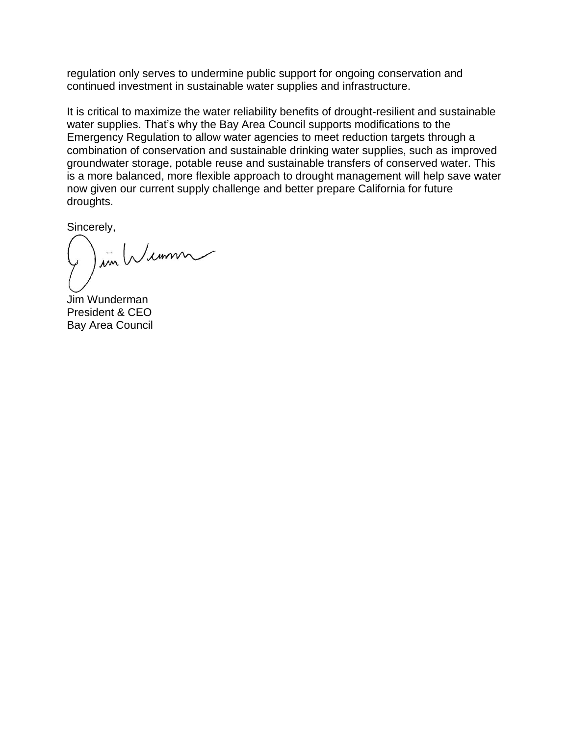regulation only serves to undermine public support for ongoing conservation and continued investment in sustainable water supplies and infrastructure.

It is critical to maximize the water reliability benefits of drought-resilient and sustainable water supplies. That's why the Bay Area Council supports modifications to the Emergency Regulation to allow water agencies to meet reduction targets through a combination of conservation and sustainable drinking water supplies, such as improved groundwater storage, potable reuse and sustainable transfers of conserved water. This is a more balanced, more flexible approach to drought management will help save water now given our current supply challenge and better prepare California for future droughts.

Sincerely,

Jim Wunderman
President & CEO
Bay Area Council